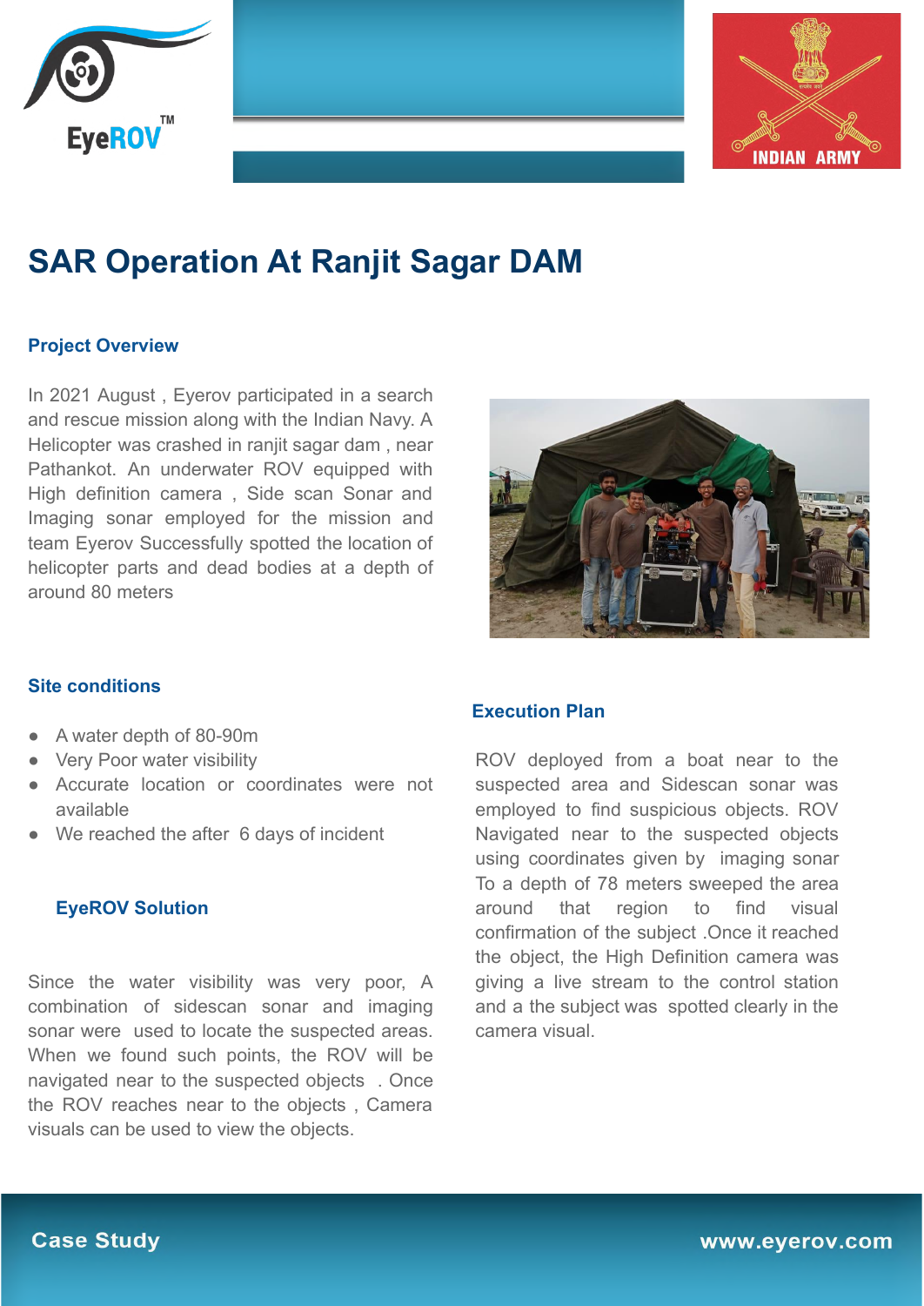# SAR Operation At Ranjit Sagar DAM

### Project Overview

In 2021 August , Eyerov participated in a search and rescue mission along with the Indian Navy. A Helicopter was crashed in ranjit sagar dam , near Pathankot. An underwater ROV equipped with High definition camera , Side scan Sonar and Imaging sonar employed for the mission and team Eyerov Successfully spotted the location of helicopter parts and dead bodies at a depth of around 80 meters

### Site conditions

- A water depth of 80-90m
- Very Poor water visibility
- Accurate location or coordinates were not available
- We reached the after 6 days of incident

### EyeROV Solution

Since the water visibility was very poor, A combination of sidescan sonar and imaging sonar were used to locate the suspected areas. When we found such points, the ROV will be navigated near to the suspected objects . Once the ROV reaches near to the objects , Camera visuals can be used to view the objects.

### Execution Plan

ROV deployed from a boat near to the suspected area and Sidescan sonar was employed to find suspicious objects. ROV Navigated near to the suspected objects using coordinates given by imaging sonar To a depth of 78 meters sweeped the area around that region to find visual confirmation of the subject .Once it reached the object, the High Definition camera was giving a live stream to the control station and a the subject was spotted clearly in the camera visual.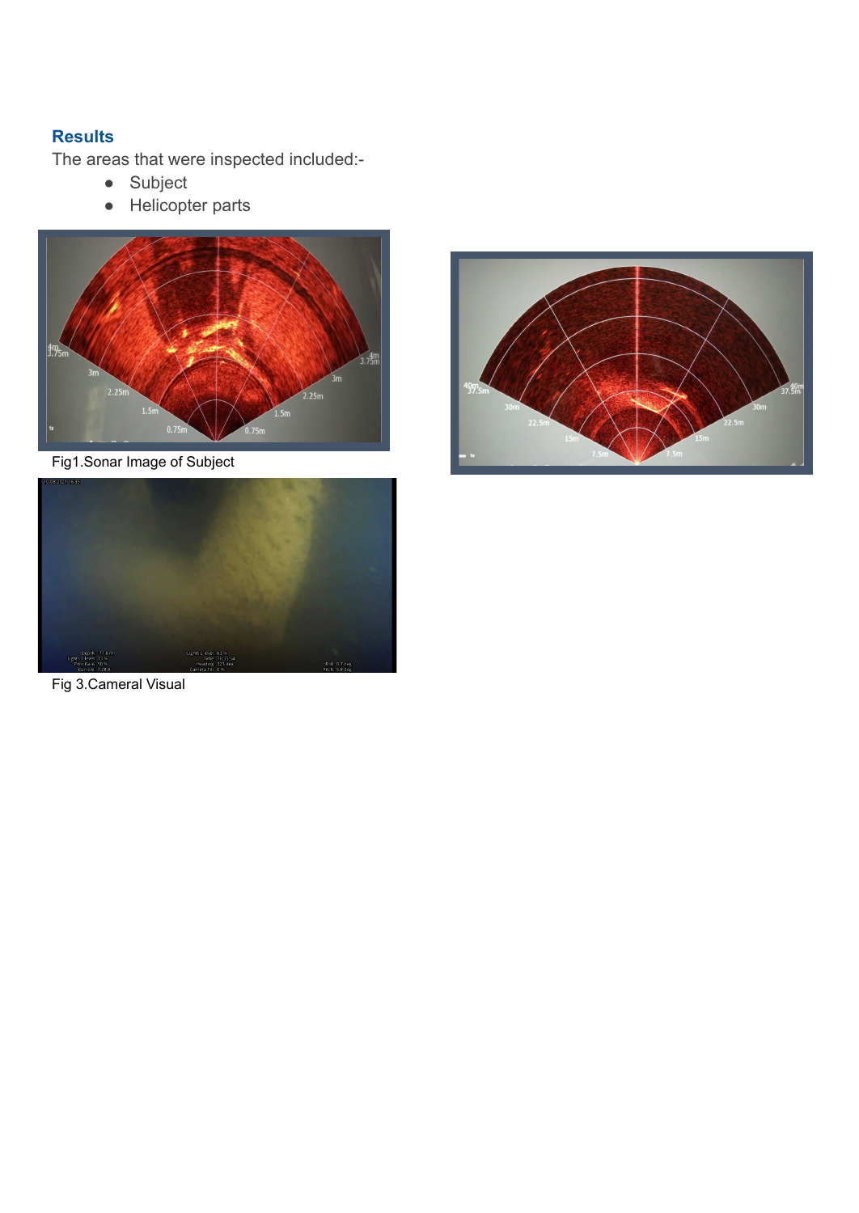## Results

The areas that were inspected included:-

- Subject
- Helicopter parts

Fig1.Sonar Image of Subject

Fig 3.Cameral Visual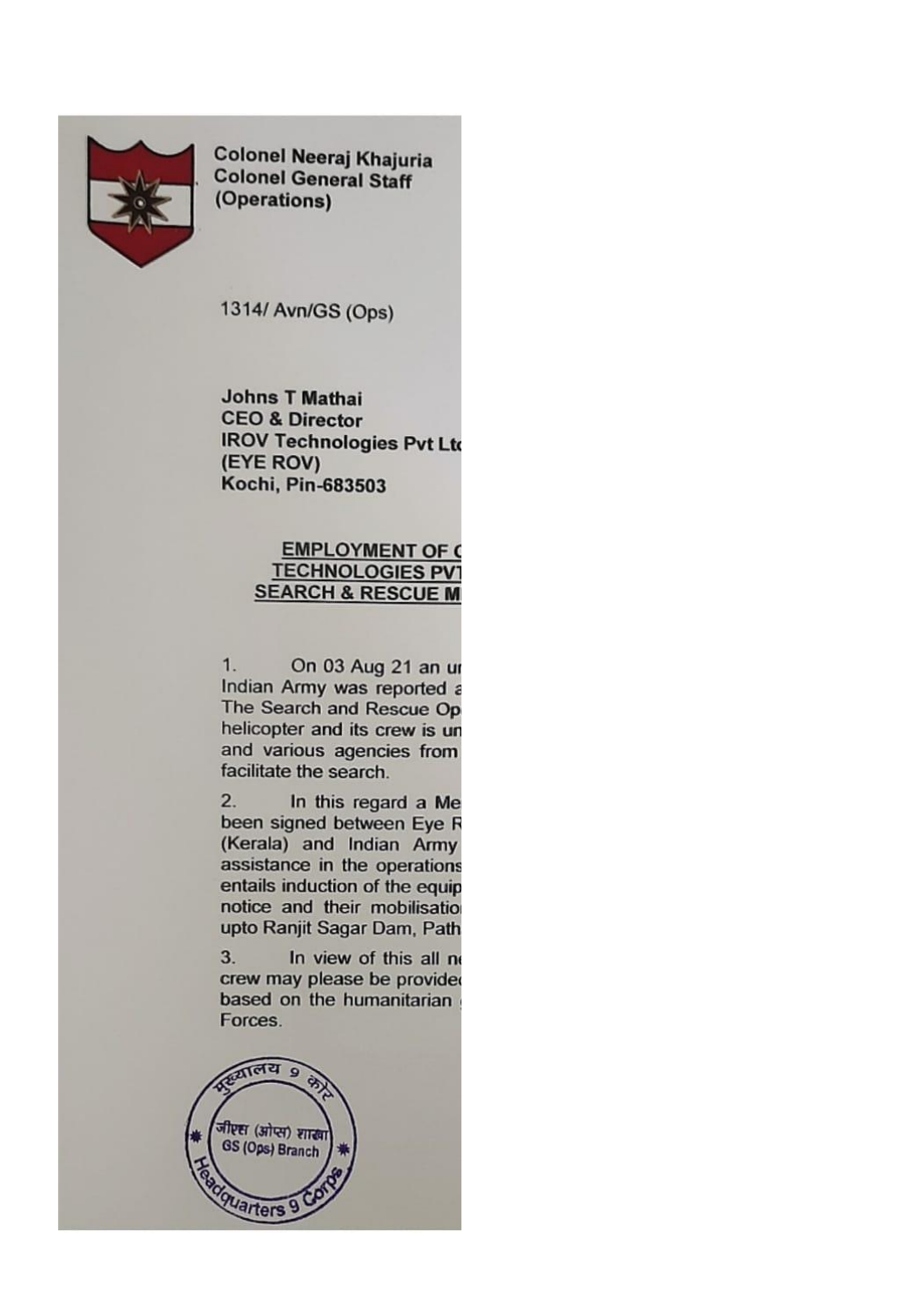**Colonel Neeraj Khajuria**
**Colonel General Staff**
**(Operations)**

1314/ Avn/GS (Ops)

**Johns T Mathai**
**CEO & Director**
**IROV Technologies Pvt Lt**
**(EYE ROV)**
**Kochi, Pin-683503**

**EMPLOYMENT OF C**
**TECHNOLOGIES PVT**
**SEARCH & RESCUE M**

1. On 03 Aug 21 an u Indian Army was reported a The Search and Rescue Op helicopter and its crew is un and various agencies from facilitate the search.

2. In this regard a Me been signed between Eye R (Kerala) and Indian Army assistance in the operations entails induction of the equip notice and their mobilisatio upto Ranjit Sagar Dam, Path

3. In view of this all n crew may please be provide based on the humanitarian Forces.

मुख्यालय 9 कोर
जीएस (ओप्स) शाखा
GS (Ops) Branch
Headquarters 9 Corps